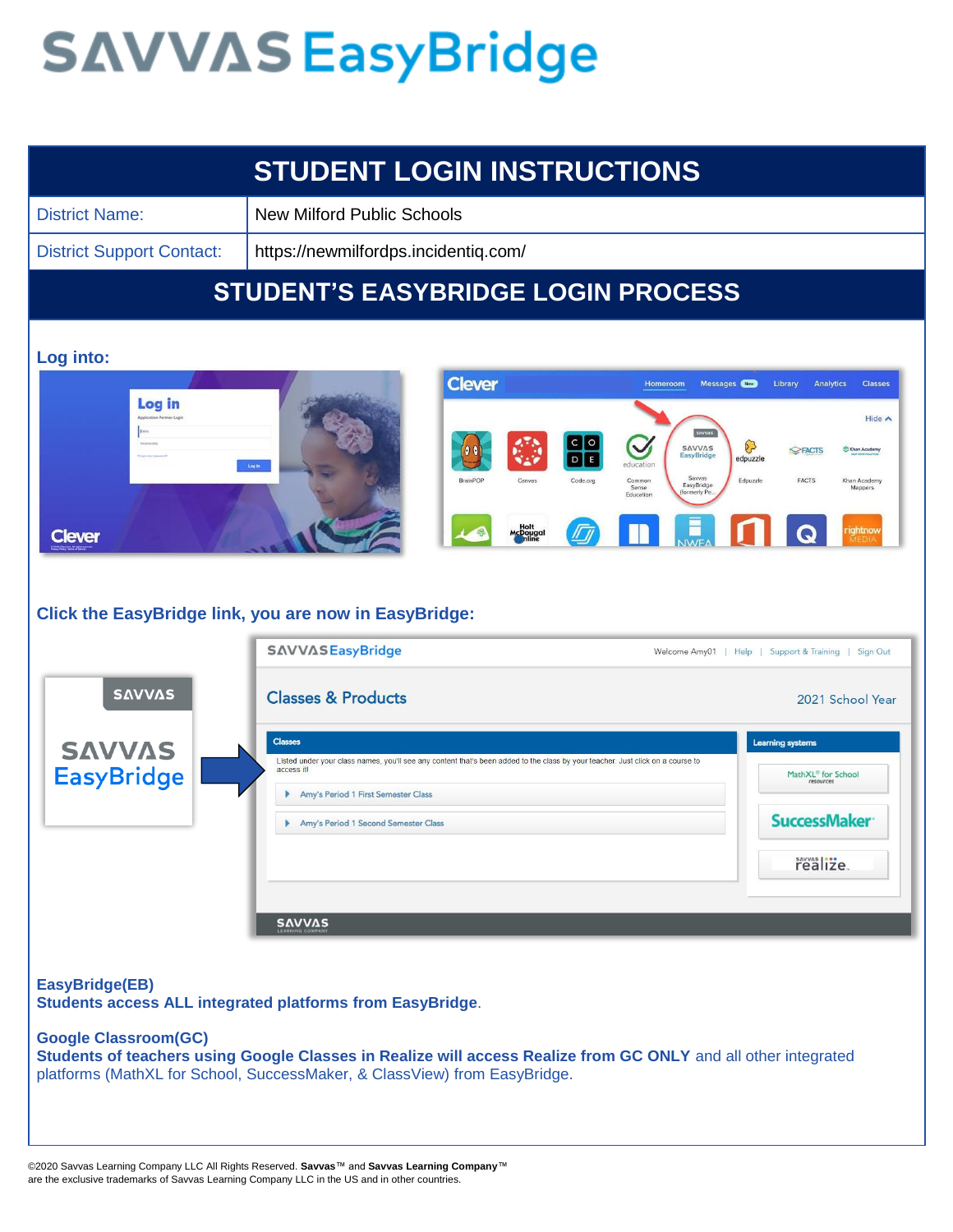# SAVVAS EasyBridge

## STUDENT LOGIN INSTRUCTIONS

| District Name: | New Milford Public Schools |
| --- | --- |
| District Support Contact: | https://newmilfordps.incidentiq.com/ |

## STUDENT'S EASYBRIDGE LOGIN PROCESS

**Log into:**

**Click the EasyBridge link, you are now in EasyBridge:**

**EasyBridge(EB)**
**Students access ALL integrated platforms from EasyBridge**.

**Google Classroom(GC)**
**Students of teachers using Google Classes in Realize will access Realize from GC ONLY** and all other integrated platforms (MathXL for School, SuccessMaker, & ClassView) from EasyBridge.

©2020 Savvas Learning Company LLC All Rights Reserved. **Savvas**™ and **Savvas Learning Company**™ are the exclusive trademarks of Savvas Learning Company LLC in the US and in other countries.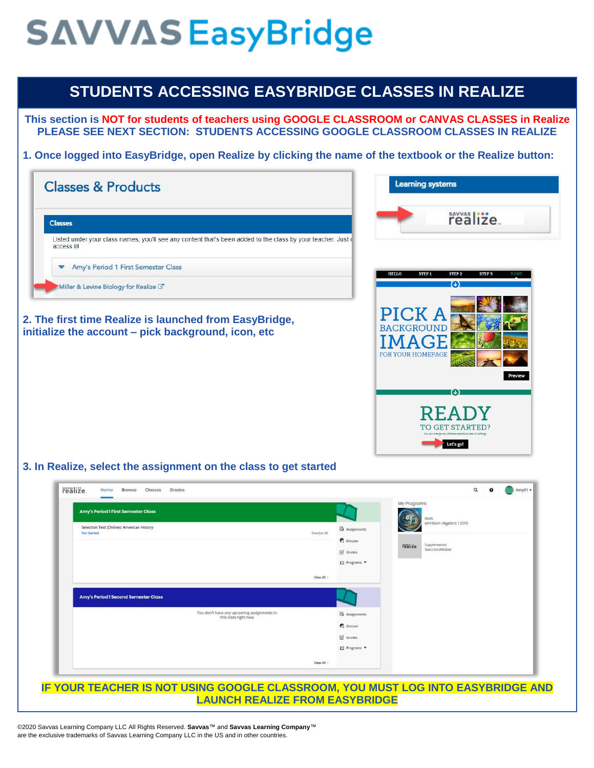# SAVVAS EasyBridge

## STUDENTS ACCESSING EASYBRIDGE CLASSES IN REALIZE

**This section is NOT for students of teachers using GOOGLE CLASSROOM or CANVAS CLASSES in Realize**
**PLEASE SEE NEXT SECTION: STUDENTS ACCESSING GOOGLE CLASSROOM CLASSES IN REALIZE**

**1. Once logged into EasyBridge, open Realize by clicking the name of the textbook or the Realize button:**

**2. The first time Realize is launched from EasyBridge, initialize the account – pick background, icon, etc**

**3. In Realize, select the assignment on the class to get started**

**IF YOUR TEACHER IS NOT USING GOOGLE CLASSROOM, YOU MUST LOG INTO EASYBRIDGE AND LAUNCH REALIZE FROM EASYBRIDGE**

©2020 Savvas Learning Company LLC All Rights Reserved. **Savvas**™ and **Savvas Learning Company**™ are the exclusive trademarks of Savvas Learning Company LLC in the US and in other countries.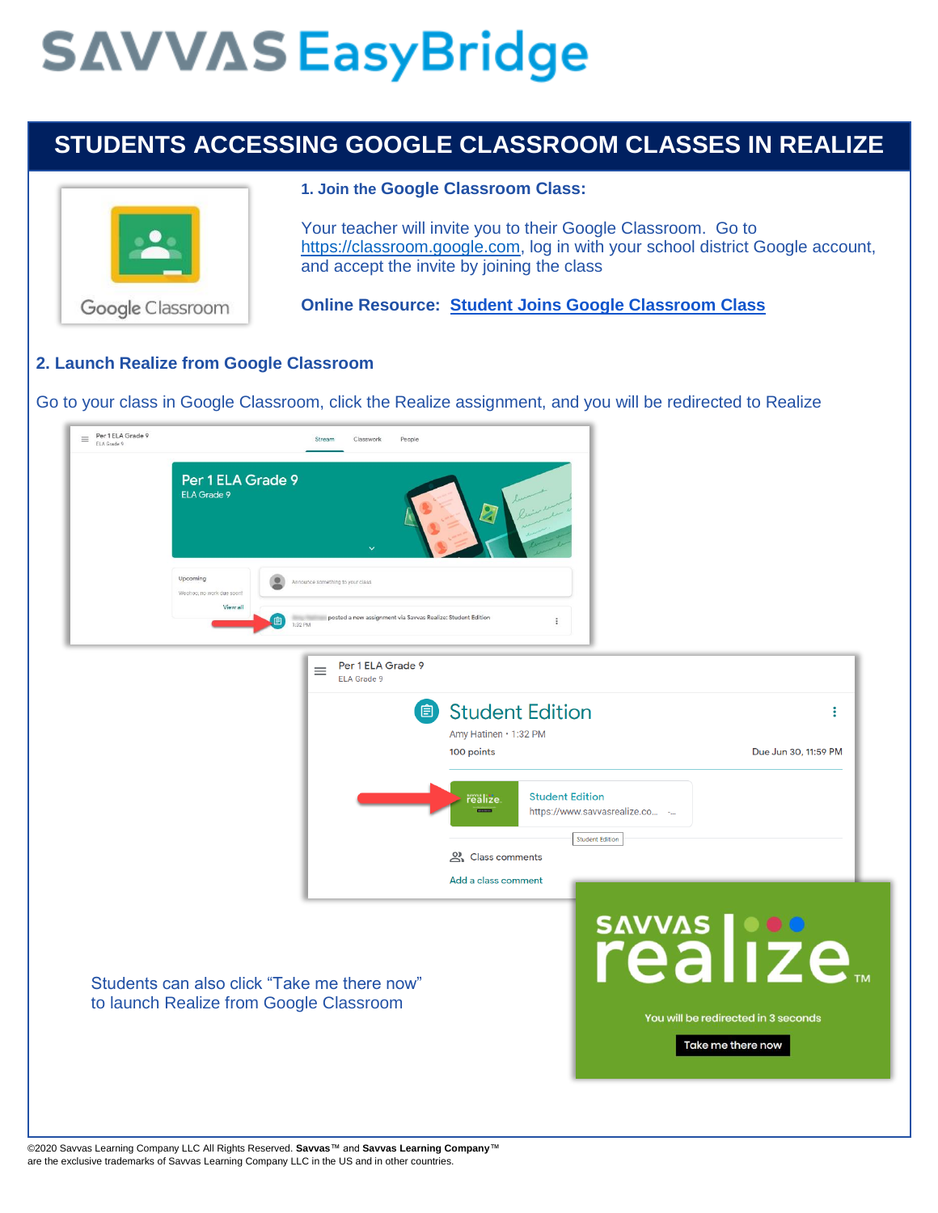# SAVVAS EasyBridge

## STUDENTS ACCESSING GOOGLE CLASSROOM CLASSES IN REALIZE

### 1. Join the Google Classroom Class:

Your teacher will invite you to their Google Classroom. Go to https://classroom.google.com, log in with your school district Google account, and accept the invite by joining the class

**Online Resource:** **Student Joins Google Classroom Class**

### 2. Launch Realize from Google Classroom

Go to your class in Google Classroom, click the Realize assignment, and you will be redirected to Realize

Students can also click "Take me there now" to launch Realize from Google Classroom

©2020 Savvas Learning Company LLC All Rights Reserved. **Savvas**™ and **Savvas Learning Company**™ are the exclusive trademarks of Savvas Learning Company LLC in the US and in other countries.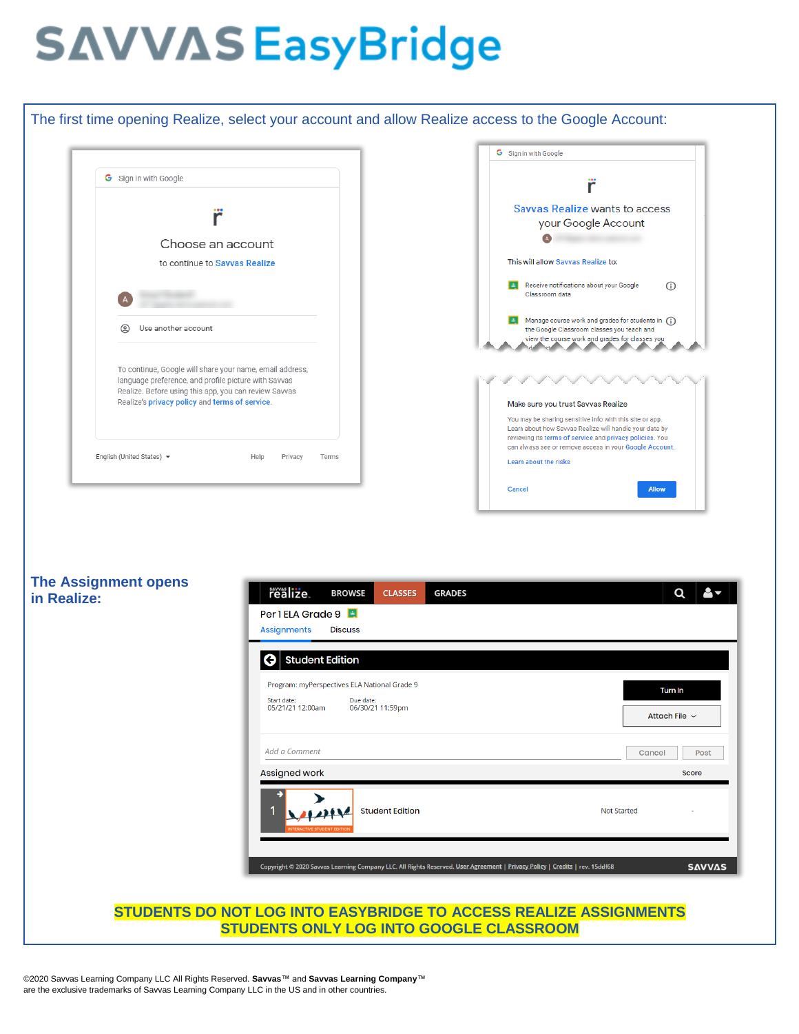# SAVVAS EasyBridge

The first time opening Realize, select your account and allow Realize access to the Google Account:

Sign in with Google

Choose an account

to continue to Savvas Realize

Use another account

To continue, Google will share your name, email address, language preference, and profile picture with Savvas Realize. Before using this app, you can review Savvas Realize's privacy policy and terms of service.

English (United States) Help Privacy Terms

Sign in with Google

Savvas Realize wants to access your Google Account

This will allow Savvas Realize to:

Receive notifications about your Google Classroom data

Manage course work and grades for students in the Google Classroom classes you teach and view the course work and grades for classes you

Make sure you trust Savvas Realize

You may be sharing sensitive info with this site or app. Learn about how Savvas Realize will handle your data by reviewing its terms of service and privacy policies. You can always see or remove access in your Google Account.

Learn about the risks

Cancel Allow

**The Assignment opens in Realize:**

realize. BROWSE CLASSES GRADES

Per 1 ELA Grade 9

Assignments Discuss

Student Edition

Program: myPerspectives ELA National Grade 9

Start date: 05/21/21 12:00am Due date: 06/30/21 11:59pm

Turn In

Attach File

Add a Comment Cancel Post

Assigned work Score

1 Student Edition Not Started -

Copyright © 2020 Savvas Learning Company LLC. All Rights Reserved. User Agreement | Privacy Policy | Credits | rev. 15ddf68 SAVVAS

**STUDENTS DO NOT LOG INTO EASYBRIDGE TO ACCESS REALIZE ASSIGNMENTS**
**STUDENTS ONLY LOG INTO GOOGLE CLASSROOM**

©2020 Savvas Learning Company LLC All Rights Reserved. **Savvas**™ and **Savvas Learning Company**™ are the exclusive trademarks of Savvas Learning Company LLC in the US and in other countries.